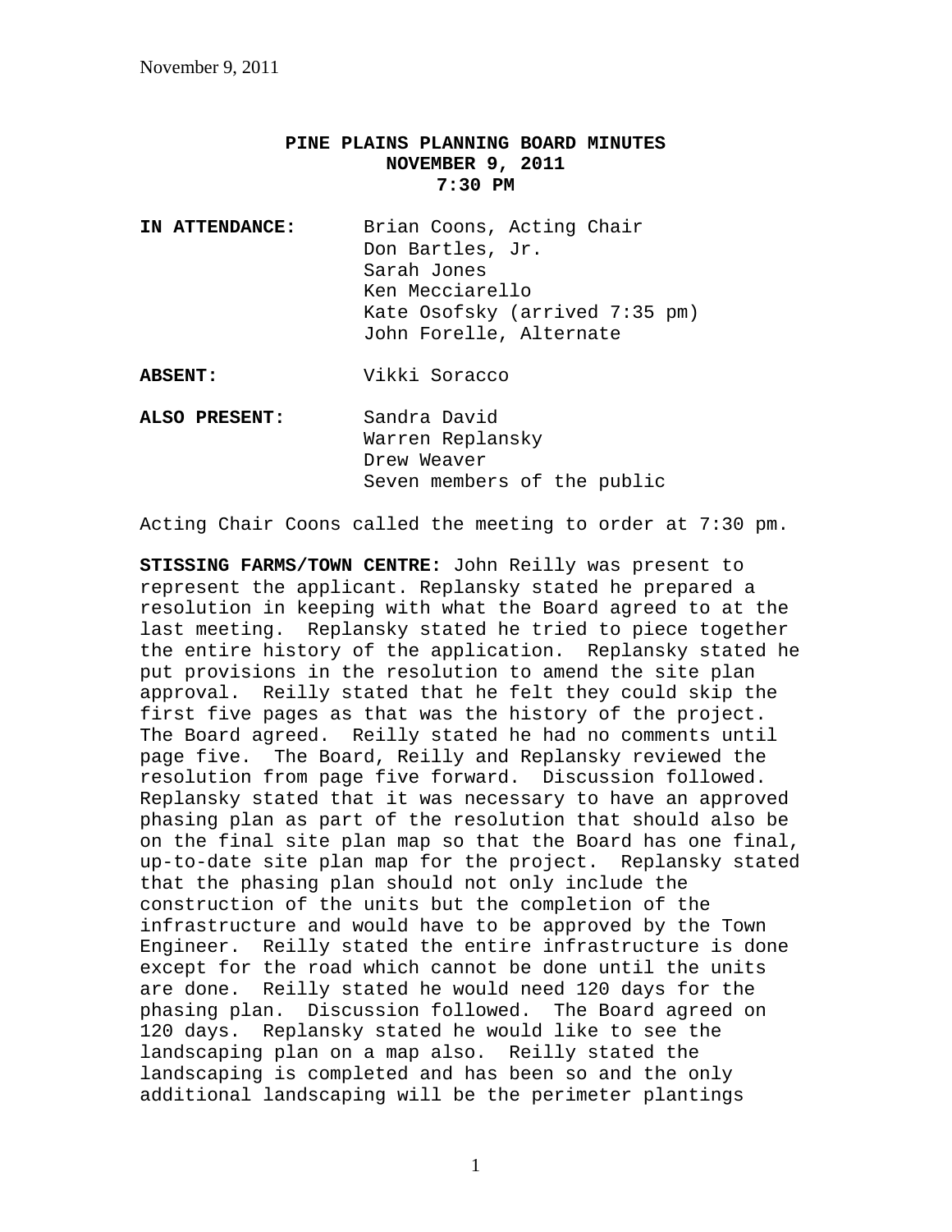# PINE PLAINS PLANNING BOARD MINUTES
## NOVEMBER 9, 2011
## 7:30 PM

**IN ATTENDANCE:** Brian Coons, Acting Chair
Don Bartles, Jr.
Sarah Jones
Ken Mecciarello
Kate Osofsky (arrived 7:35 pm)
John Forelle, Alternate

**ABSENT:** Vikki Soracco

**ALSO PRESENT:** Sandra David
Warren Replansky
Drew Weaver
Seven members of the public

Acting Chair Coons called the meeting to order at 7:30 pm.

**STISSING FARMS/TOWN CENTRE:** John Reilly was present to represent the applicant. Replansky stated he prepared a resolution in keeping with what the Board agreed to at the last meeting. Replansky stated he tried to piece together the entire history of the application. Replansky stated he put provisions in the resolution to amend the site plan approval. Reilly stated that he felt they could skip the first five pages as that was the history of the project. The Board agreed. Reilly stated he had no comments until page five. The Board, Reilly and Replansky reviewed the resolution from page five forward. Discussion followed. Replansky stated that it was necessary to have an approved phasing plan as part of the resolution that should also be on the final site plan map so that the Board has one final, up-to-date site plan map for the project. Replansky stated that the phasing plan should not only include the construction of the units but the completion of the infrastructure and would have to be approved by the Town Engineer. Reilly stated the entire infrastructure is done except for the road which cannot be done until the units are done. Reilly stated he would need 120 days for the phasing plan. Discussion followed. The Board agreed on 120 days. Replansky stated he would like to see the landscaping plan on a map also. Reilly stated the landscaping is completed and has been so and the only additional landscaping will be the perimeter plantings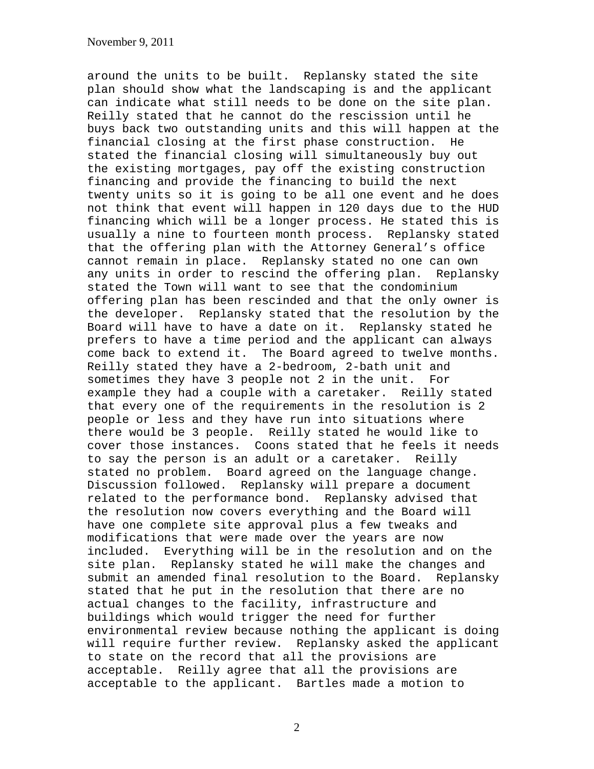around the units to be built. Replansky stated the site plan should show what the landscaping is and the applicant can indicate what still needs to be done on the site plan. Reilly stated that he cannot do the rescission until he buys back two outstanding units and this will happen at the financial closing at the first phase construction. He stated the financial closing will simultaneously buy out the existing mortgages, pay off the existing construction financing and provide the financing to build the next twenty units so it is going to be all one event and he does not think that event will happen in 120 days due to the HUD financing which will be a longer process. He stated this is usually a nine to fourteen month process. Replansky stated that the offering plan with the Attorney General's office cannot remain in place. Replansky stated no one can own any units in order to rescind the offering plan. Replansky stated the Town will want to see that the condominium offering plan has been rescinded and that the only owner is the developer. Replansky stated that the resolution by the Board will have to have a date on it. Replansky stated he prefers to have a time period and the applicant can always come back to extend it. The Board agreed to twelve months. Reilly stated they have a 2-bedroom, 2-bath unit and sometimes they have 3 people not 2 in the unit. For example they had a couple with a caretaker. Reilly stated that every one of the requirements in the resolution is 2 people or less and they have run into situations where there would be 3 people. Reilly stated he would like to cover those instances. Coons stated that he feels it needs to say the person is an adult or a caretaker. Reilly stated no problem. Board agreed on the language change. Discussion followed. Replansky will prepare a document related to the performance bond. Replansky advised that the resolution now covers everything and the Board will have one complete site approval plus a few tweaks and modifications that were made over the years are now included. Everything will be in the resolution and on the site plan. Replansky stated he will make the changes and submit an amended final resolution to the Board. Replansky stated that he put in the resolution that there are no actual changes to the facility, infrastructure and buildings which would trigger the need for further environmental review because nothing the applicant is doing will require further review. Replansky asked the applicant to state on the record that all the provisions are acceptable. Reilly agree that all the provisions are acceptable to the applicant. Bartles made a motion to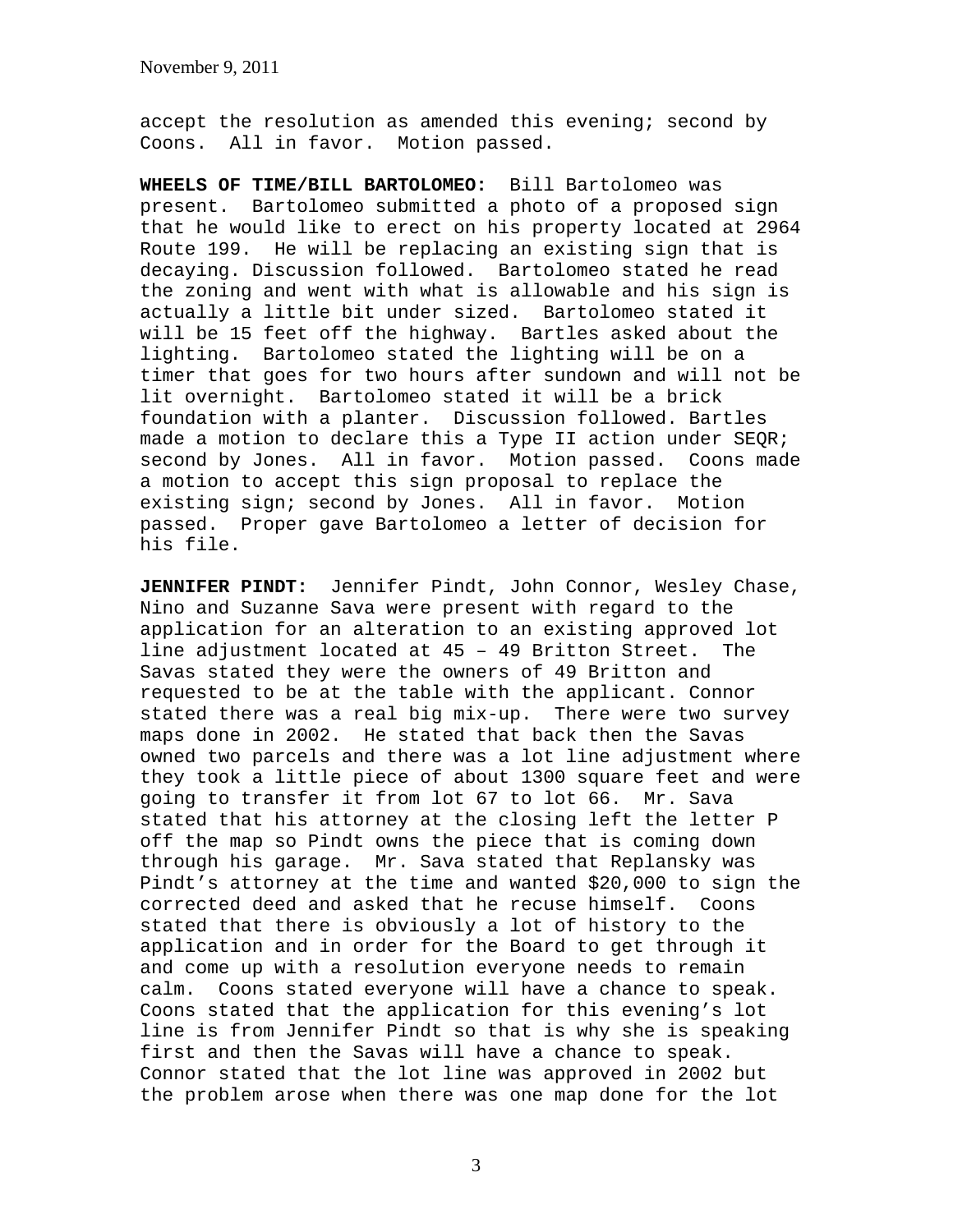accept the resolution as amended this evening; second by Coons. All in favor. Motion passed.

**WHEELS OF TIME/BILL BARTOLOMEO:** Bill Bartolomeo was present. Bartolomeo submitted a photo of a proposed sign that he would like to erect on his property located at 2964 Route 199. He will be replacing an existing sign that is decaying. Discussion followed. Bartolomeo stated he read the zoning and went with what is allowable and his sign is actually a little bit under sized. Bartolomeo stated it will be 15 feet off the highway. Bartles asked about the lighting. Bartolomeo stated the lighting will be on a timer that goes for two hours after sundown and will not be lit overnight. Bartolomeo stated it will be a brick foundation with a planter. Discussion followed. Bartles made a motion to declare this a Type II action under SEQR; second by Jones. All in favor. Motion passed. Coons made a motion to accept this sign proposal to replace the existing sign; second by Jones. All in favor. Motion passed. Proper gave Bartolomeo a letter of decision for his file.

**JENNIFER PINDT:** Jennifer Pindt, John Connor, Wesley Chase, Nino and Suzanne Sava were present with regard to the application for an alteration to an existing approved lot line adjustment located at 45 – 49 Britton Street. The Savas stated they were the owners of 49 Britton and requested to be at the table with the applicant. Connor stated there was a real big mix-up. There were two survey maps done in 2002. He stated that back then the Savas owned two parcels and there was a lot line adjustment where they took a little piece of about 1300 square feet and were going to transfer it from lot 67 to lot 66. Mr. Sava stated that his attorney at the closing left the letter P off the map so Pindt owns the piece that is coming down through his garage. Mr. Sava stated that Replansky was Pindt's attorney at the time and wanted $20,000 to sign the corrected deed and asked that he recuse himself. Coons stated that there is obviously a lot of history to the application and in order for the Board to get through it and come up with a resolution everyone needs to remain calm. Coons stated everyone will have a chance to speak. Coons stated that the application for this evening's lot line is from Jennifer Pindt so that is why she is speaking first and then the Savas will have a chance to speak. Connor stated that the lot line was approved in 2002 but the problem arose when there was one map done for the lot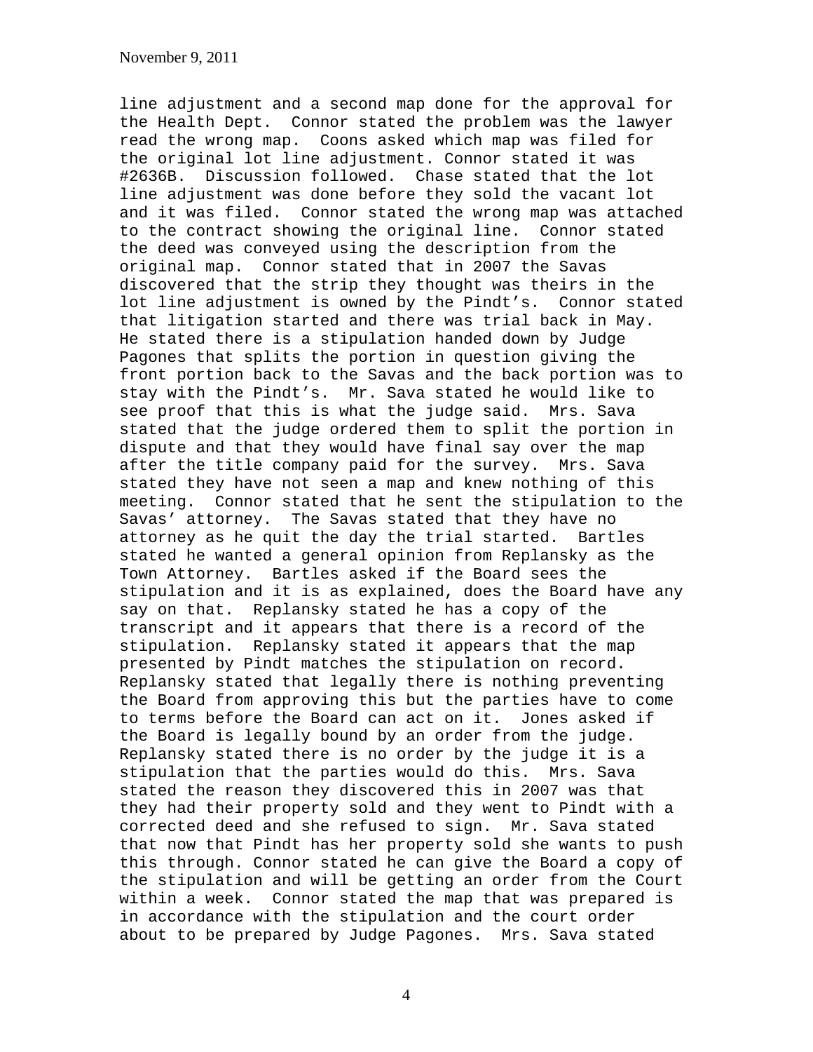line adjustment and a second map done for the approval for the Health Dept. Connor stated the problem was the lawyer read the wrong map. Coons asked which map was filed for the original lot line adjustment. Connor stated it was #2636B. Discussion followed. Chase stated that the lot line adjustment was done before they sold the vacant lot and it was filed. Connor stated the wrong map was attached to the contract showing the original line. Connor stated the deed was conveyed using the description from the original map. Connor stated that in 2007 the Savas discovered that the strip they thought was theirs in the lot line adjustment is owned by the Pindt's. Connor stated that litigation started and there was trial back in May. He stated there is a stipulation handed down by Judge Pagones that splits the portion in question giving the front portion back to the Savas and the back portion was to stay with the Pindt's. Mr. Sava stated he would like to see proof that this is what the judge said. Mrs. Sava stated that the judge ordered them to split the portion in dispute and that they would have final say over the map after the title company paid for the survey. Mrs. Sava stated they have not seen a map and knew nothing of this meeting. Connor stated that he sent the stipulation to the Savas' attorney. The Savas stated that they have no attorney as he quit the day the trial started. Bartles stated he wanted a general opinion from Replansky as the Town Attorney. Bartles asked if the Board sees the stipulation and it is as explained, does the Board have any say on that. Replansky stated he has a copy of the transcript and it appears that there is a record of the stipulation. Replansky stated it appears that the map presented by Pindt matches the stipulation on record. Replansky stated that legally there is nothing preventing the Board from approving this but the parties have to come to terms before the Board can act on it. Jones asked if the Board is legally bound by an order from the judge. Replansky stated there is no order by the judge it is a stipulation that the parties would do this. Mrs. Sava stated the reason they discovered this in 2007 was that they had their property sold and they went to Pindt with a corrected deed and she refused to sign. Mr. Sava stated that now that Pindt has her property sold she wants to push this through. Connor stated he can give the Board a copy of the stipulation and will be getting an order from the Court within a week. Connor stated the map that was prepared is in accordance with the stipulation and the court order about to be prepared by Judge Pagones. Mrs. Sava stated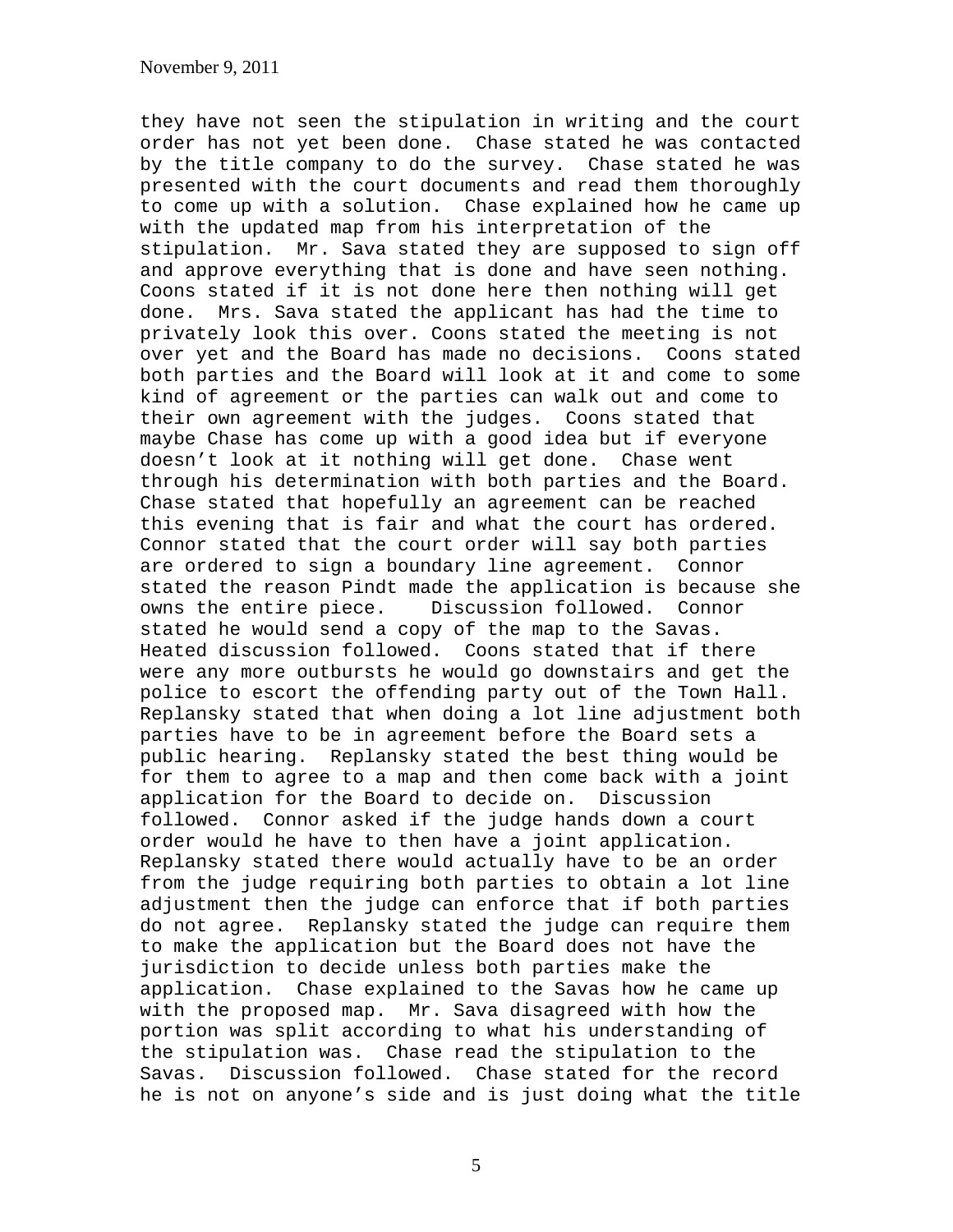they have not seen the stipulation in writing and the court order has not yet been done. Chase stated he was contacted by the title company to do the survey. Chase stated he was presented with the court documents and read them thoroughly to come up with a solution. Chase explained how he came up with the updated map from his interpretation of the stipulation. Mr. Sava stated they are supposed to sign off and approve everything that is done and have seen nothing. Coons stated if it is not done here then nothing will get done. Mrs. Sava stated the applicant has had the time to privately look this over. Coons stated the meeting is not over yet and the Board has made no decisions. Coons stated both parties and the Board will look at it and come to some kind of agreement or the parties can walk out and come to their own agreement with the judges. Coons stated that maybe Chase has come up with a good idea but if everyone doesn't look at it nothing will get done. Chase went through his determination with both parties and the Board. Chase stated that hopefully an agreement can be reached this evening that is fair and what the court has ordered. Connor stated that the court order will say both parties are ordered to sign a boundary line agreement. Connor stated the reason Pindt made the application is because she owns the entire piece. Discussion followed. Connor stated he would send a copy of the map to the Savas. Heated discussion followed. Coons stated that if there were any more outbursts he would go downstairs and get the police to escort the offending party out of the Town Hall. Replansky stated that when doing a lot line adjustment both parties have to be in agreement before the Board sets a public hearing. Replansky stated the best thing would be for them to agree to a map and then come back with a joint application for the Board to decide on. Discussion followed. Connor asked if the judge hands down a court order would he have to then have a joint application. Replansky stated there would actually have to be an order from the judge requiring both parties to obtain a lot line adjustment then the judge can enforce that if both parties do not agree. Replansky stated the judge can require them to make the application but the Board does not have the jurisdiction to decide unless both parties make the application. Chase explained to the Savas how he came up with the proposed map. Mr. Sava disagreed with how the portion was split according to what his understanding of the stipulation was. Chase read the stipulation to the Savas. Discussion followed. Chase stated for the record he is not on anyone's side and is just doing what the title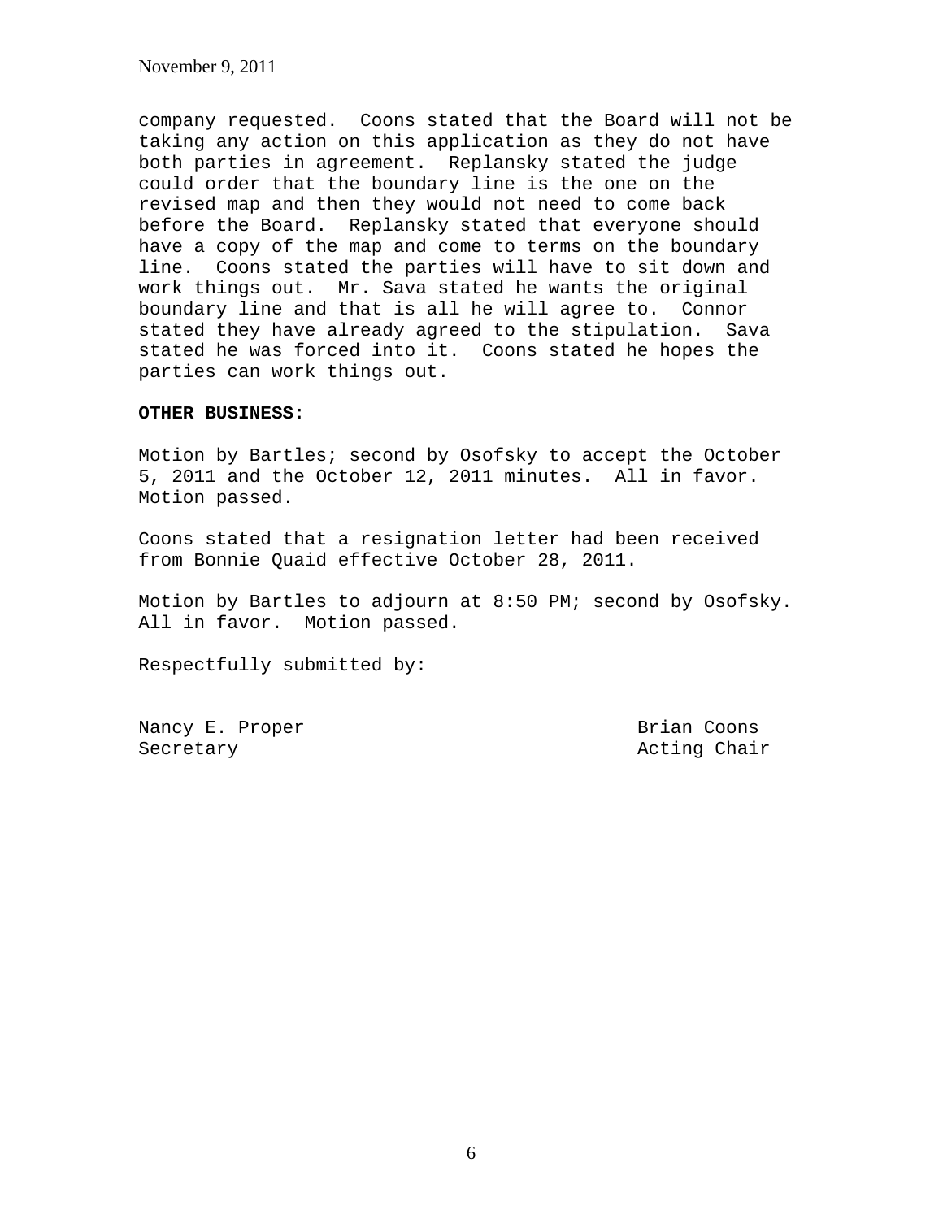company requested. Coons stated that the Board will not be taking any action on this application as they do not have both parties in agreement. Replansky stated the judge could order that the boundary line is the one on the revised map and then they would not need to come back before the Board. Replansky stated that everyone should have a copy of the map and come to terms on the boundary line. Coons stated the parties will have to sit down and work things out. Mr. Sava stated he wants the original boundary line and that is all he will agree to. Connor stated they have already agreed to the stipulation. Sava stated he was forced into it. Coons stated he hopes the parties can work things out.

**OTHER BUSINESS:**

Motion by Bartles; second by Osofsky to accept the October 5, 2011 and the October 12, 2011 minutes. All in favor. Motion passed.

Coons stated that a resignation letter had been received from Bonnie Quaid effective October 28, 2011.

Motion by Bartles to adjourn at 8:50 PM; second by Osofsky. All in favor. Motion passed.

Respectfully submitted by:

Nancy E. Proper
Secretary

Brian Coons
Acting Chair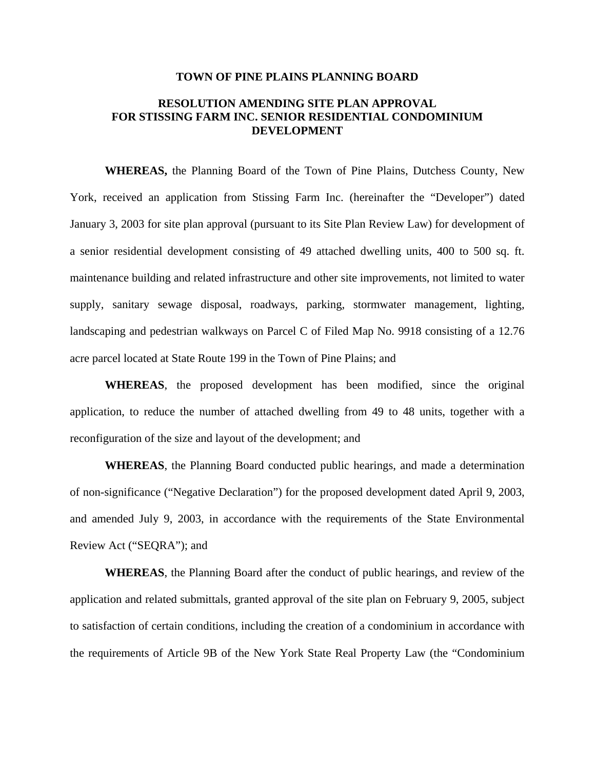**TOWN OF PINE PLAINS PLANNING BOARD**

**RESOLUTION AMENDING SITE PLAN APPROVAL FOR STISSING FARM INC. SENIOR RESIDENTIAL CONDOMINIUM DEVELOPMENT**

**WHEREAS,** the Planning Board of the Town of Pine Plains, Dutchess County, New York, received an application from Stissing Farm Inc. (hereinafter the "Developer") dated January 3, 2003 for site plan approval (pursuant to its Site Plan Review Law) for development of a senior residential development consisting of 49 attached dwelling units, 400 to 500 sq. ft. maintenance building and related infrastructure and other site improvements, not limited to water supply, sanitary sewage disposal, roadways, parking, stormwater management, lighting, landscaping and pedestrian walkways on Parcel C of Filed Map No. 9918 consisting of a 12.76 acre parcel located at State Route 199 in the Town of Pine Plains; and

**WHEREAS**, the proposed development has been modified, since the original application, to reduce the number of attached dwelling from 49 to 48 units, together with a reconfiguration of the size and layout of the development; and

**WHEREAS**, the Planning Board conducted public hearings, and made a determination of non-significance ("Negative Declaration") for the proposed development dated April 9, 2003, and amended July 9, 2003, in accordance with the requirements of the State Environmental Review Act ("SEQRA"); and

**WHEREAS**, the Planning Board after the conduct of public hearings, and review of the application and related submittals, granted approval of the site plan on February 9, 2005, subject to satisfaction of certain conditions, including the creation of a condominium in accordance with the requirements of Article 9B of the New York State Real Property Law (the "Condominium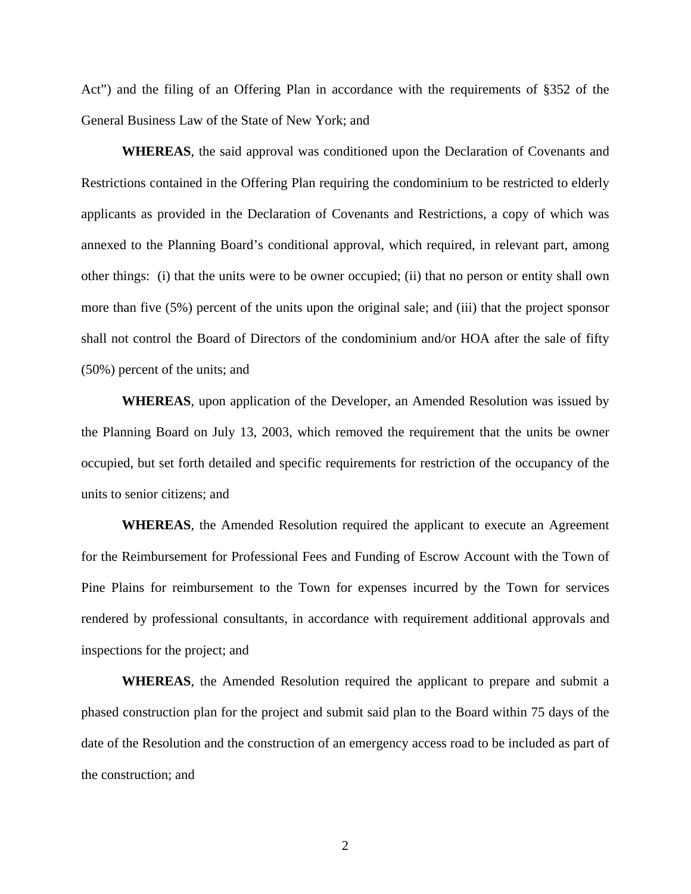Act") and the filing of an Offering Plan in accordance with the requirements of §352 of the General Business Law of the State of New York; and

**WHEREAS**, the said approval was conditioned upon the Declaration of Covenants and Restrictions contained in the Offering Plan requiring the condominium to be restricted to elderly applicants as provided in the Declaration of Covenants and Restrictions, a copy of which was annexed to the Planning Board's conditional approval, which required, in relevant part, among other things: (i) that the units were to be owner occupied; (ii) that no person or entity shall own more than five (5%) percent of the units upon the original sale; and (iii) that the project sponsor shall not control the Board of Directors of the condominium and/or HOA after the sale of fifty (50%) percent of the units; and

**WHEREAS**, upon application of the Developer, an Amended Resolution was issued by the Planning Board on July 13, 2003, which removed the requirement that the units be owner occupied, but set forth detailed and specific requirements for restriction of the occupancy of the units to senior citizens; and

**WHEREAS**, the Amended Resolution required the applicant to execute an Agreement for the Reimbursement for Professional Fees and Funding of Escrow Account with the Town of Pine Plains for reimbursement to the Town for expenses incurred by the Town for services rendered by professional consultants, in accordance with requirement additional approvals and inspections for the project; and

**WHEREAS**, the Amended Resolution required the applicant to prepare and submit a phased construction plan for the project and submit said plan to the Board within 75 days of the date of the Resolution and the construction of an emergency access road to be included as part of the construction; and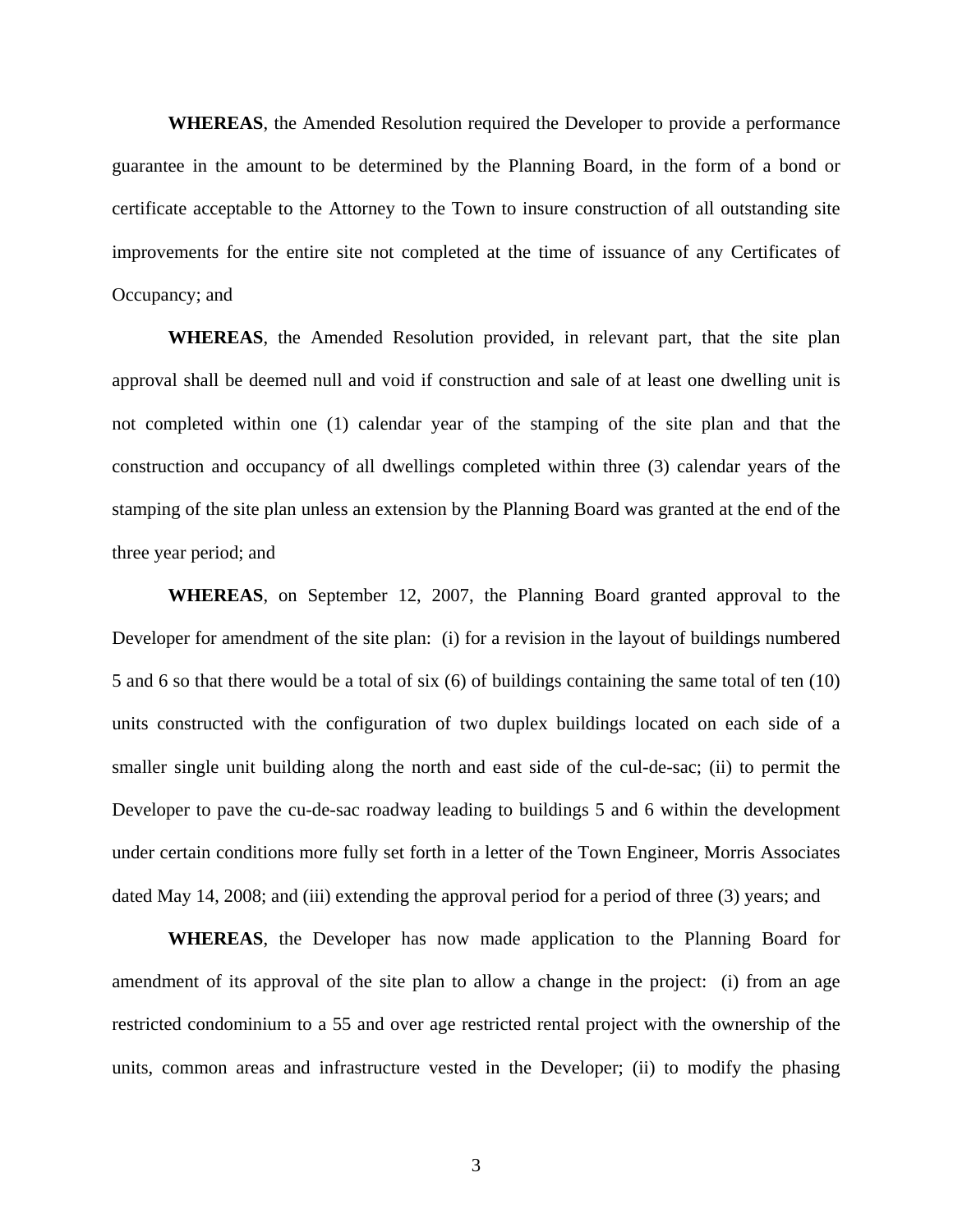**WHEREAS**, the Amended Resolution required the Developer to provide a performance guarantee in the amount to be determined by the Planning Board, in the form of a bond or certificate acceptable to the Attorney to the Town to insure construction of all outstanding site improvements for the entire site not completed at the time of issuance of any Certificates of Occupancy; and

**WHEREAS**, the Amended Resolution provided, in relevant part, that the site plan approval shall be deemed null and void if construction and sale of at least one dwelling unit is not completed within one (1) calendar year of the stamping of the site plan and that the construction and occupancy of all dwellings completed within three (3) calendar years of the stamping of the site plan unless an extension by the Planning Board was granted at the end of the three year period; and

**WHEREAS**, on September 12, 2007, the Planning Board granted approval to the Developer for amendment of the site plan: (i) for a revision in the layout of buildings numbered 5 and 6 so that there would be a total of six (6) of buildings containing the same total of ten (10) units constructed with the configuration of two duplex buildings located on each side of a smaller single unit building along the north and east side of the cul-de-sac; (ii) to permit the Developer to pave the cu-de-sac roadway leading to buildings 5 and 6 within the development under certain conditions more fully set forth in a letter of the Town Engineer, Morris Associates dated May 14, 2008; and (iii) extending the approval period for a period of three (3) years; and

**WHEREAS**, the Developer has now made application to the Planning Board for amendment of its approval of the site plan to allow a change in the project: (i) from an age restricted condominium to a 55 and over age restricted rental project with the ownership of the units, common areas and infrastructure vested in the Developer; (ii) to modify the phasing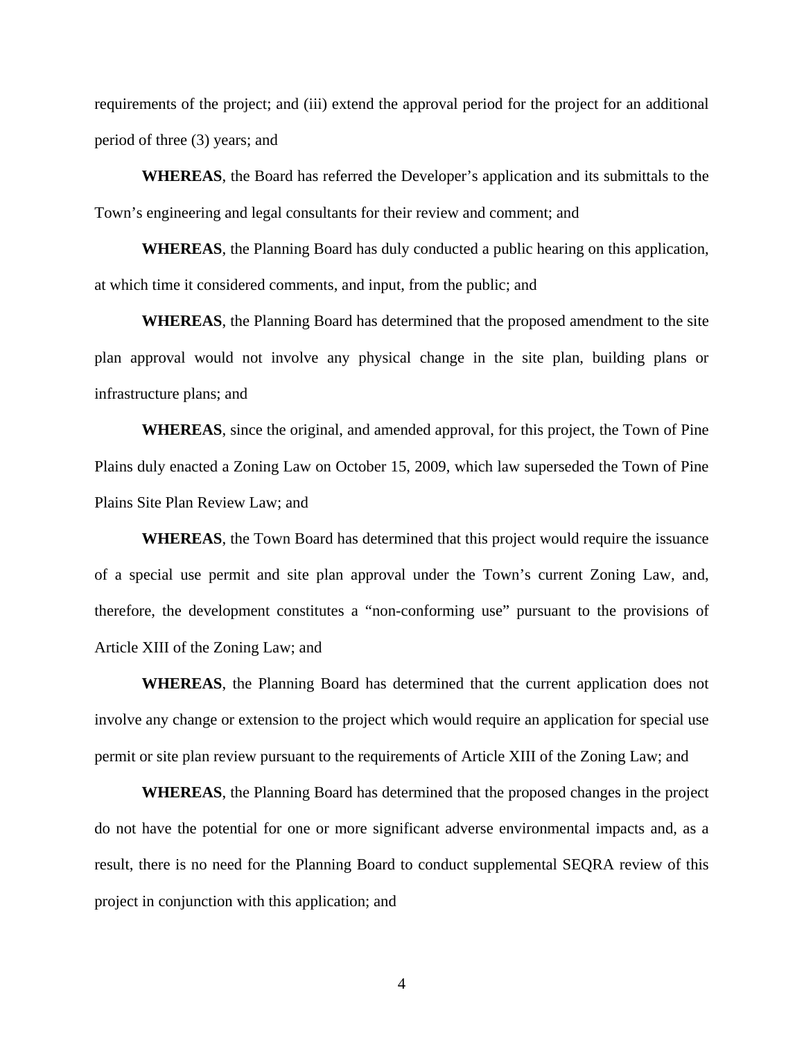requirements of the project; and (iii) extend the approval period for the project for an additional period of three (3) years; and

**WHEREAS**, the Board has referred the Developer's application and its submittals to the Town's engineering and legal consultants for their review and comment; and

**WHEREAS**, the Planning Board has duly conducted a public hearing on this application, at which time it considered comments, and input, from the public; and

**WHEREAS**, the Planning Board has determined that the proposed amendment to the site plan approval would not involve any physical change in the site plan, building plans or infrastructure plans; and

**WHEREAS**, since the original, and amended approval, for this project, the Town of Pine Plains duly enacted a Zoning Law on October 15, 2009, which law superseded the Town of Pine Plains Site Plan Review Law; and

**WHEREAS**, the Town Board has determined that this project would require the issuance of a special use permit and site plan approval under the Town's current Zoning Law, and, therefore, the development constitutes a "non-conforming use" pursuant to the provisions of Article XIII of the Zoning Law; and

**WHEREAS**, the Planning Board has determined that the current application does not involve any change or extension to the project which would require an application for special use permit or site plan review pursuant to the requirements of Article XIII of the Zoning Law; and

**WHEREAS**, the Planning Board has determined that the proposed changes in the project do not have the potential for one or more significant adverse environmental impacts and, as a result, there is no need for the Planning Board to conduct supplemental SEQRA review of this project in conjunction with this application; and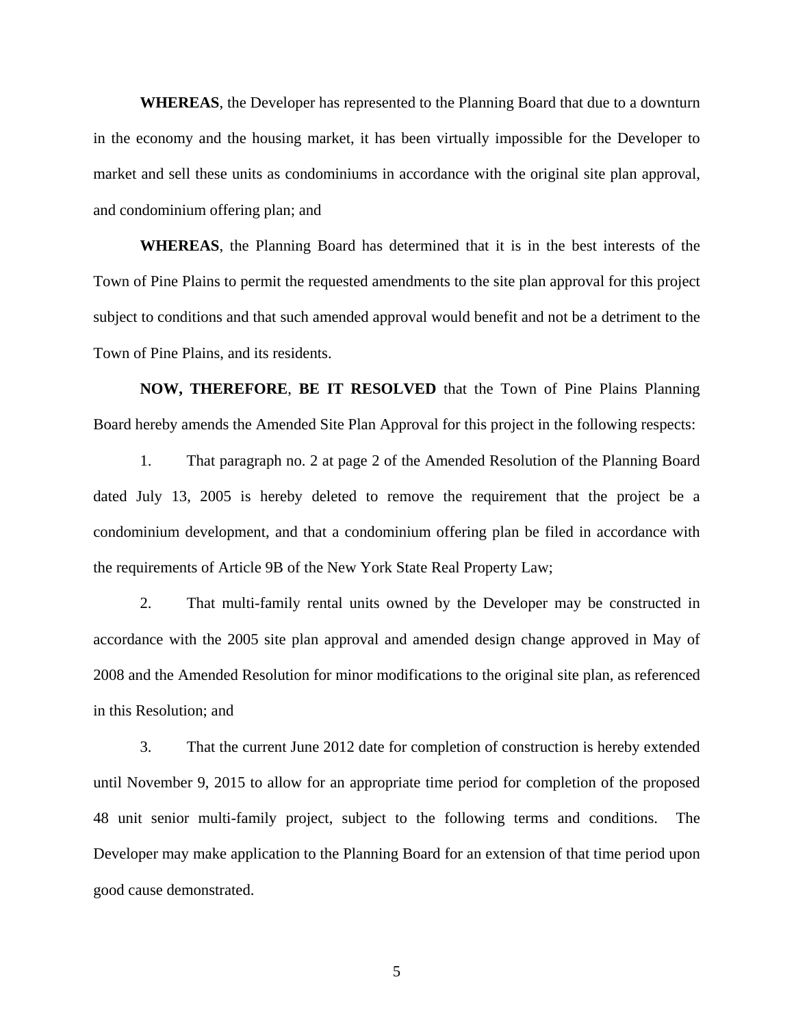**WHEREAS**, the Developer has represented to the Planning Board that due to a downturn in the economy and the housing market, it has been virtually impossible for the Developer to market and sell these units as condominiums in accordance with the original site plan approval, and condominium offering plan; and

**WHEREAS**, the Planning Board has determined that it is in the best interests of the Town of Pine Plains to permit the requested amendments to the site plan approval for this project subject to conditions and that such amended approval would benefit and not be a detriment to the Town of Pine Plains, and its residents.

**NOW, THEREFORE**, **BE IT RESOLVED** that the Town of Pine Plains Planning Board hereby amends the Amended Site Plan Approval for this project in the following respects:

1. That paragraph no. 2 at page 2 of the Amended Resolution of the Planning Board dated July 13, 2005 is hereby deleted to remove the requirement that the project be a condominium development, and that a condominium offering plan be filed in accordance with the requirements of Article 9B of the New York State Real Property Law;

2. That multi-family rental units owned by the Developer may be constructed in accordance with the 2005 site plan approval and amended design change approved in May of 2008 and the Amended Resolution for minor modifications to the original site plan, as referenced in this Resolution; and

3. That the current June 2012 date for completion of construction is hereby extended until November 9, 2015 to allow for an appropriate time period for completion of the proposed 48 unit senior multi-family project, subject to the following terms and conditions. The Developer may make application to the Planning Board for an extension of that time period upon good cause demonstrated.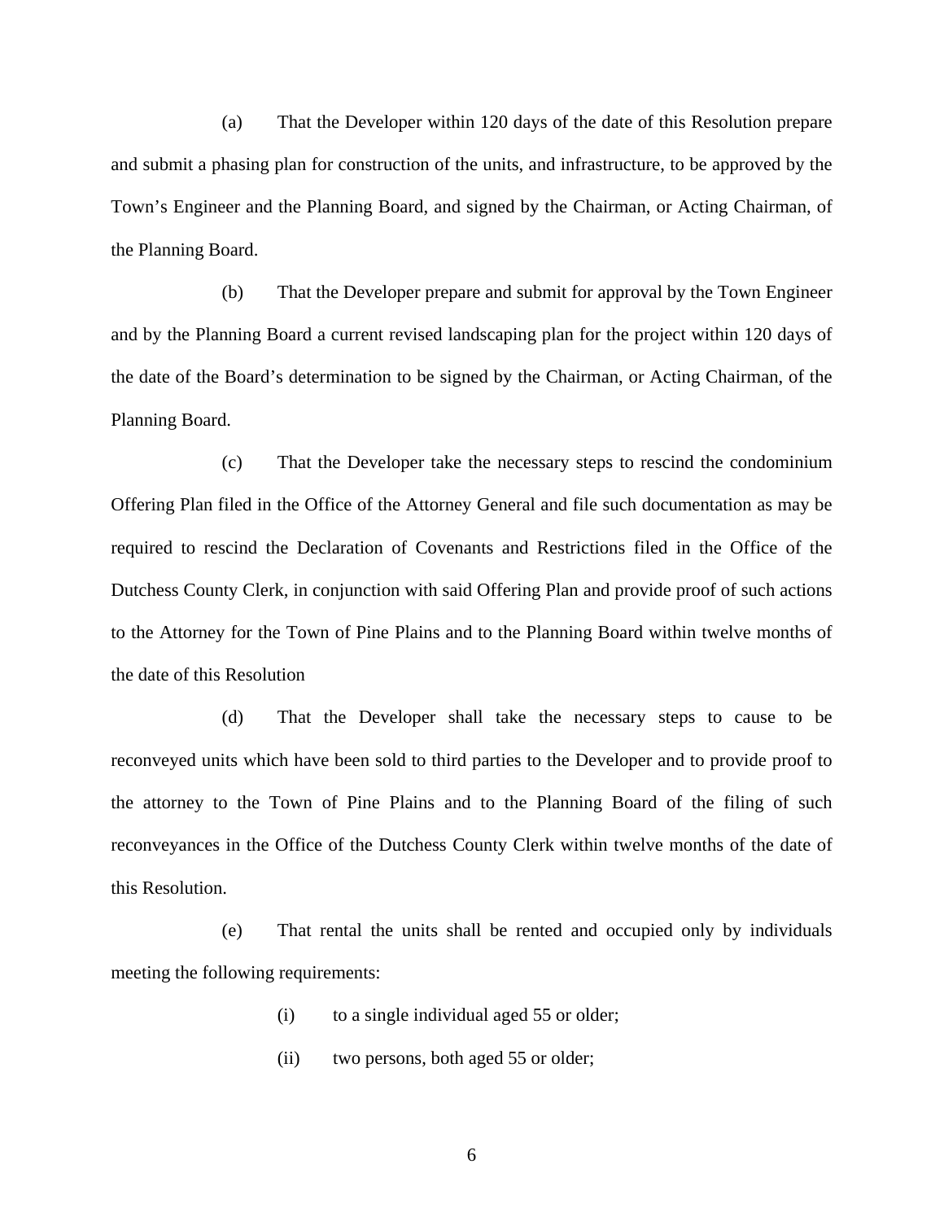(a) That the Developer within 120 days of the date of this Resolution prepare and submit a phasing plan for construction of the units, and infrastructure, to be approved by the Town's Engineer and the Planning Board, and signed by the Chairman, or Acting Chairman, of the Planning Board.

(b) That the Developer prepare and submit for approval by the Town Engineer and by the Planning Board a current revised landscaping plan for the project within 120 days of the date of the Board's determination to be signed by the Chairman, or Acting Chairman, of the Planning Board.

(c) That the Developer take the necessary steps to rescind the condominium Offering Plan filed in the Office of the Attorney General and file such documentation as may be required to rescind the Declaration of Covenants and Restrictions filed in the Office of the Dutchess County Clerk, in conjunction with said Offering Plan and provide proof of such actions to the Attorney for the Town of Pine Plains and to the Planning Board within twelve months of the date of this Resolution

(d) That the Developer shall take the necessary steps to cause to be reconveyed units which have been sold to third parties to the Developer and to provide proof to the attorney to the Town of Pine Plains and to the Planning Board of the filing of such reconveyances in the Office of the Dutchess County Clerk within twelve months of the date of this Resolution.

(e) That rental the units shall be rented and occupied only by individuals meeting the following requirements:

(i) to a single individual aged 55 or older;

(ii) two persons, both aged 55 or older;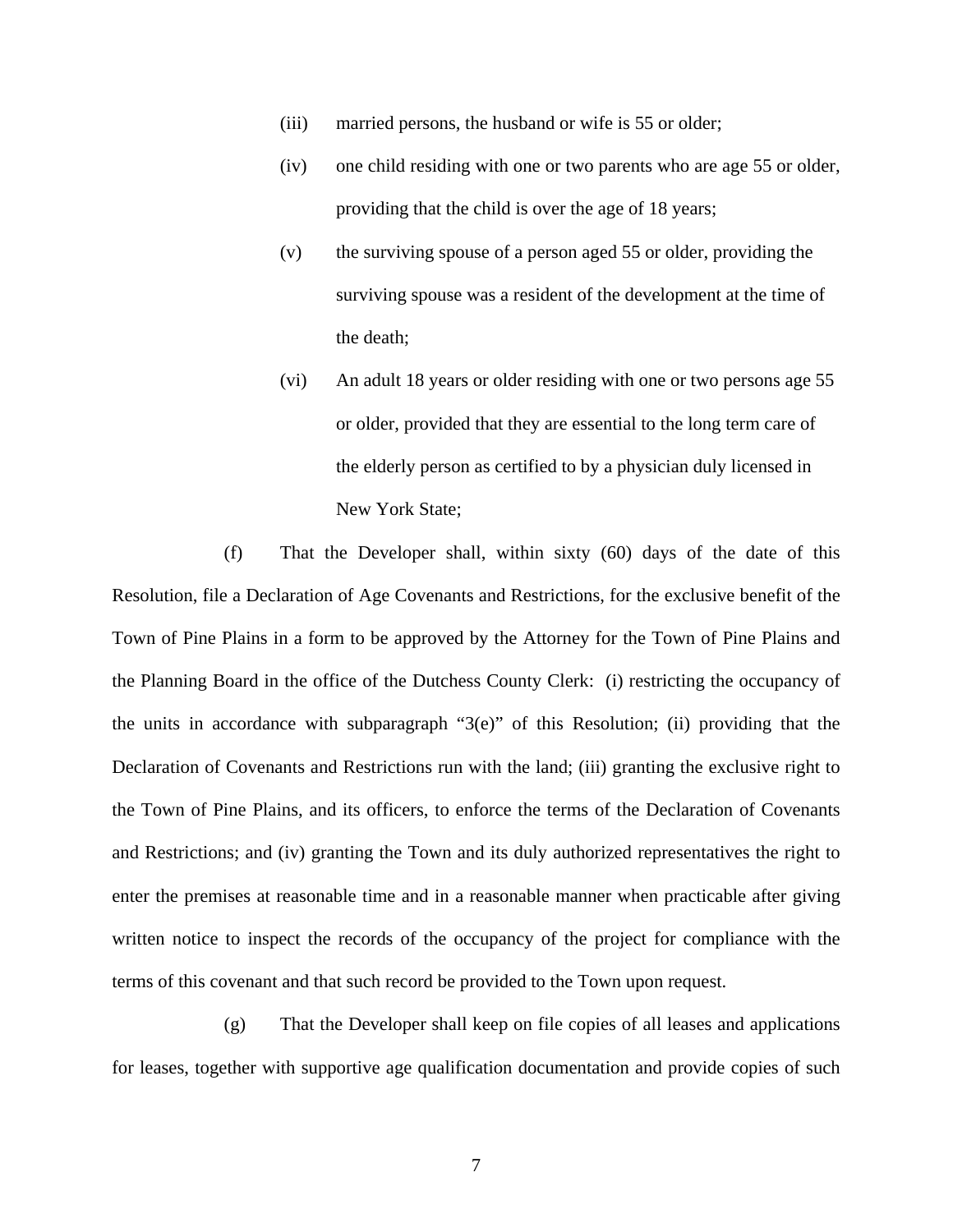(iii) married persons, the husband or wife is 55 or older;

(iv) one child residing with one or two parents who are age 55 or older, providing that the child is over the age of 18 years;

(v) the surviving spouse of a person aged 55 or older, providing the surviving spouse was a resident of the development at the time of the death;

(vi) An adult 18 years or older residing with one or two persons age 55 or older, provided that they are essential to the long term care of the elderly person as certified to by a physician duly licensed in New York State;

(f) That the Developer shall, within sixty (60) days of the date of this Resolution, file a Declaration of Age Covenants and Restrictions, for the exclusive benefit of the Town of Pine Plains in a form to be approved by the Attorney for the Town of Pine Plains and the Planning Board in the office of the Dutchess County Clerk: (i) restricting the occupancy of the units in accordance with subparagraph "3(e)" of this Resolution; (ii) providing that the Declaration of Covenants and Restrictions run with the land; (iii) granting the exclusive right to the Town of Pine Plains, and its officers, to enforce the terms of the Declaration of Covenants and Restrictions; and (iv) granting the Town and its duly authorized representatives the right to enter the premises at reasonable time and in a reasonable manner when practicable after giving written notice to inspect the records of the occupancy of the project for compliance with the terms of this covenant and that such record be provided to the Town upon request.

(g) That the Developer shall keep on file copies of all leases and applications for leases, together with supportive age qualification documentation and provide copies of such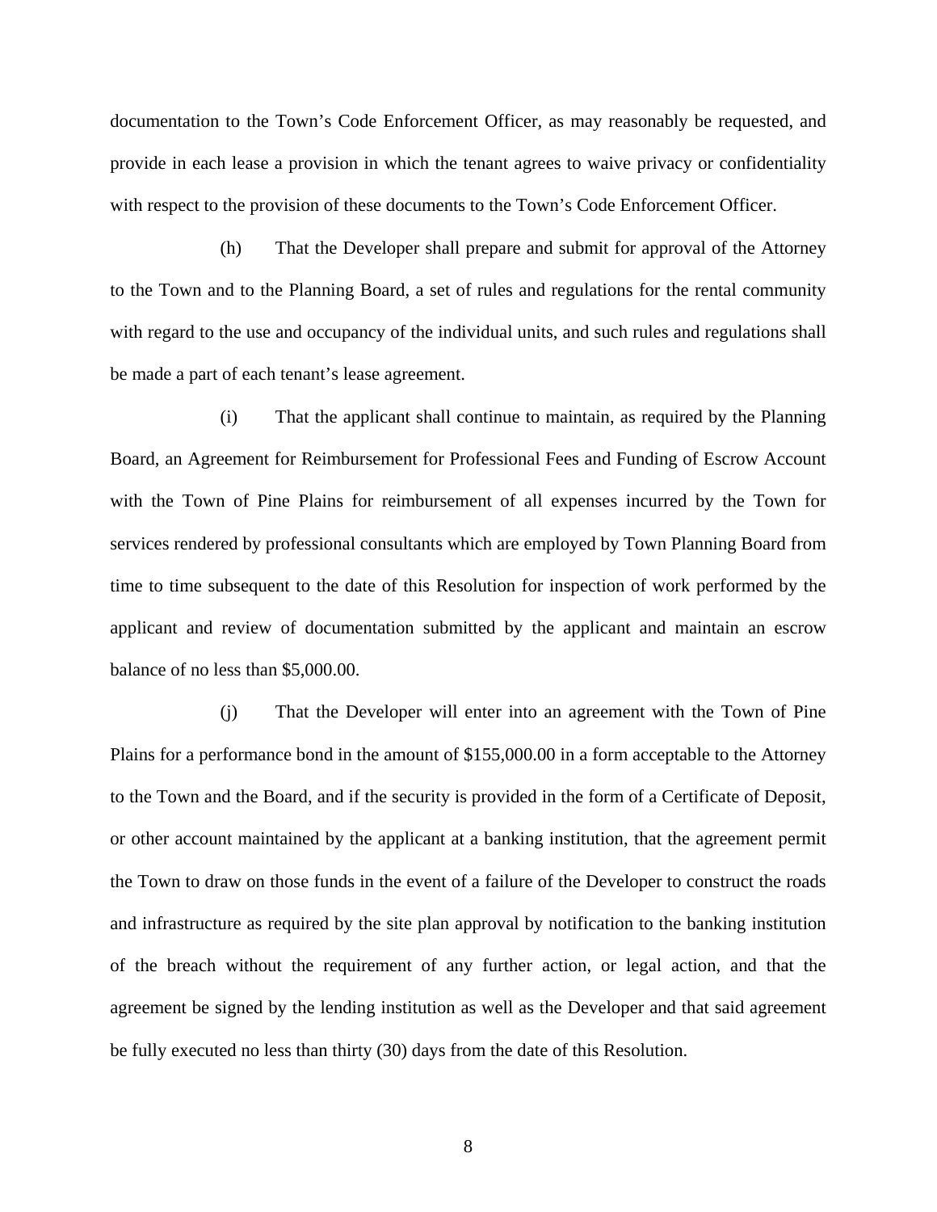documentation to the Town's Code Enforcement Officer, as may reasonably be requested, and provide in each lease a provision in which the tenant agrees to waive privacy or confidentiality with respect to the provision of these documents to the Town's Code Enforcement Officer.

(h) That the Developer shall prepare and submit for approval of the Attorney to the Town and to the Planning Board, a set of rules and regulations for the rental community with regard to the use and occupancy of the individual units, and such rules and regulations shall be made a part of each tenant's lease agreement.

(i) That the applicant shall continue to maintain, as required by the Planning Board, an Agreement for Reimbursement for Professional Fees and Funding of Escrow Account with the Town of Pine Plains for reimbursement of all expenses incurred by the Town for services rendered by professional consultants which are employed by Town Planning Board from time to time subsequent to the date of this Resolution for inspection of work performed by the applicant and review of documentation submitted by the applicant and maintain an escrow balance of no less than $5,000.00.

(j) That the Developer will enter into an agreement with the Town of Pine Plains for a performance bond in the amount of $155,000.00 in a form acceptable to the Attorney to the Town and the Board, and if the security is provided in the form of a Certificate of Deposit, or other account maintained by the applicant at a banking institution, that the agreement permit the Town to draw on those funds in the event of a failure of the Developer to construct the roads and infrastructure as required by the site plan approval by notification to the banking institution of the breach without the requirement of any further action, or legal action, and that the agreement be signed by the lending institution as well as the Developer and that said agreement be fully executed no less than thirty (30) days from the date of this Resolution.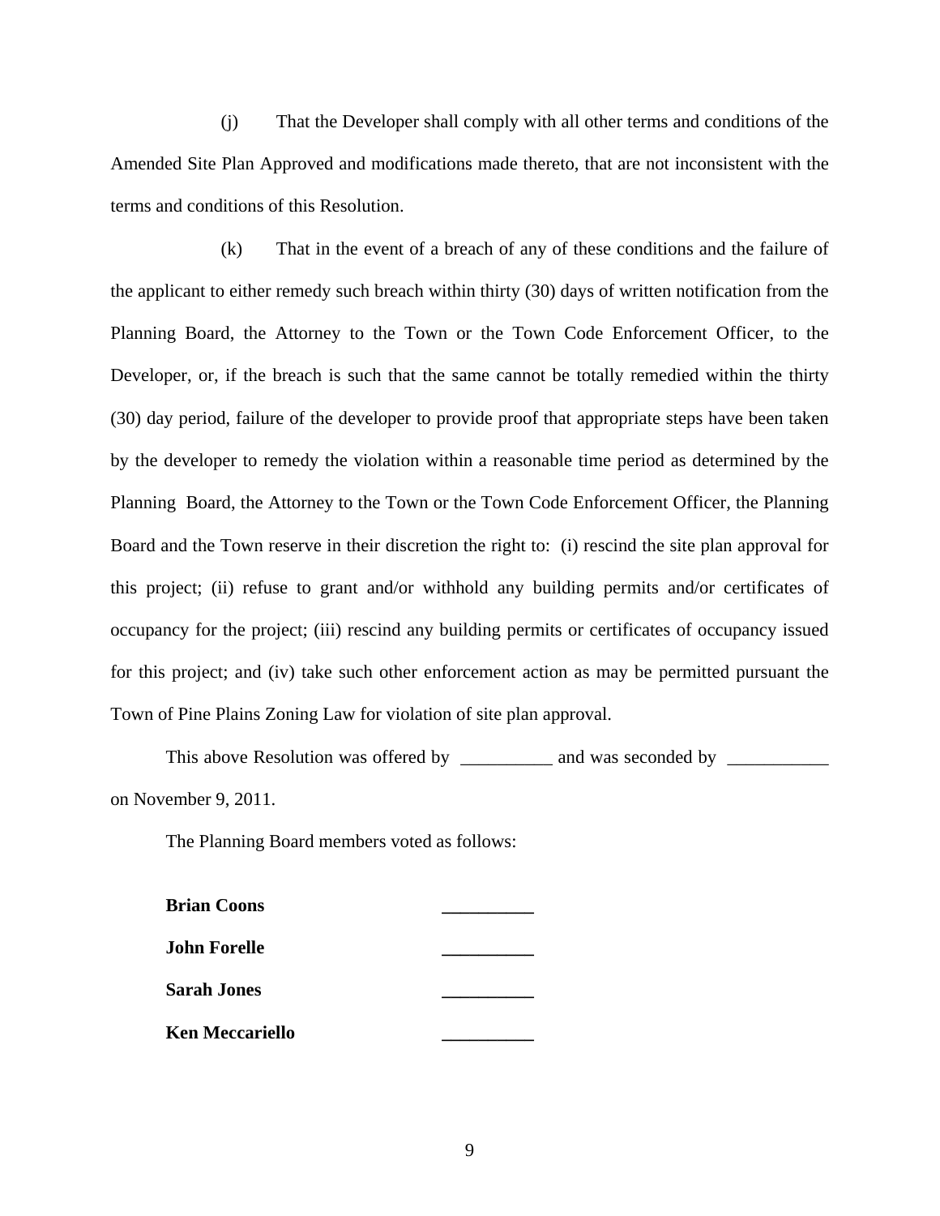(j) That the Developer shall comply with all other terms and conditions of the Amended Site Plan Approved and modifications made thereto, that are not inconsistent with the terms and conditions of this Resolution.

(k) That in the event of a breach of any of these conditions and the failure of the applicant to either remedy such breach within thirty (30) days of written notification from the Planning Board, the Attorney to the Town or the Town Code Enforcement Officer, to the Developer, or, if the breach is such that the same cannot be totally remedied within the thirty (30) day period, failure of the developer to provide proof that appropriate steps have been taken by the developer to remedy the violation within a reasonable time period as determined by the Planning Board, the Attorney to the Town or the Town Code Enforcement Officer, the Planning Board and the Town reserve in their discretion the right to: (i) rescind the site plan approval for this project; (ii) refuse to grant and/or withhold any building permits and/or certificates of occupancy for the project; (iii) rescind any building permits or certificates of occupancy issued for this project; and (iv) take such other enforcement action as may be permitted pursuant the Town of Pine Plains Zoning Law for violation of site plan approval.

This above Resolution was offered by __________ and was seconded by ___________ on November 9, 2011.

The Planning Board members voted as follows:

**Brian Coons** __________

**John Forelle** __________

**Sarah Jones** __________

**Ken Meccariello** __________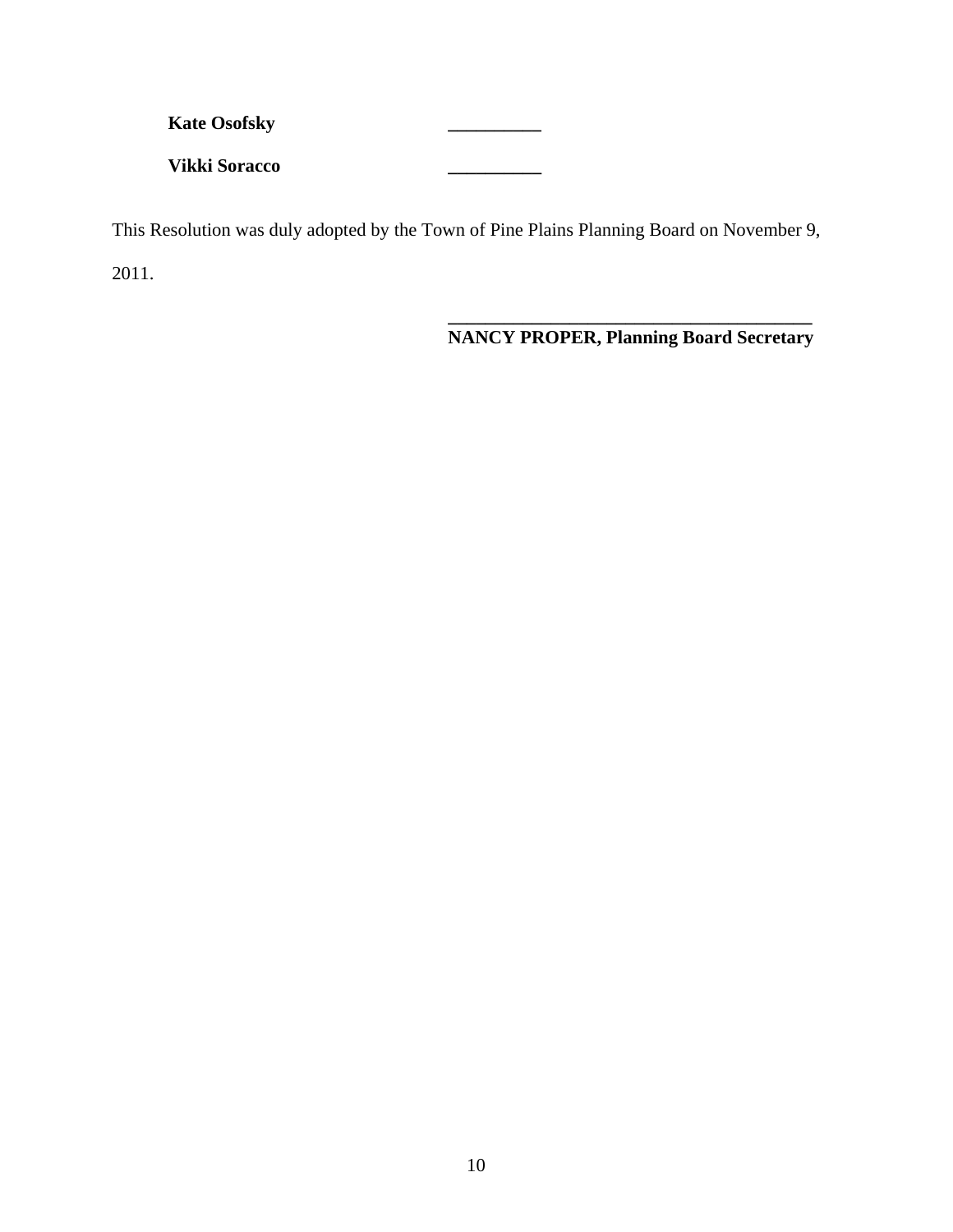**Kate Osofsky** __________

**Vikki Soracco** __________

This Resolution was duly adopted by the Town of Pine Plains Planning Board on November 9, 2011.

______________________________________

**NANCY PROPER, Planning Board Secretary**